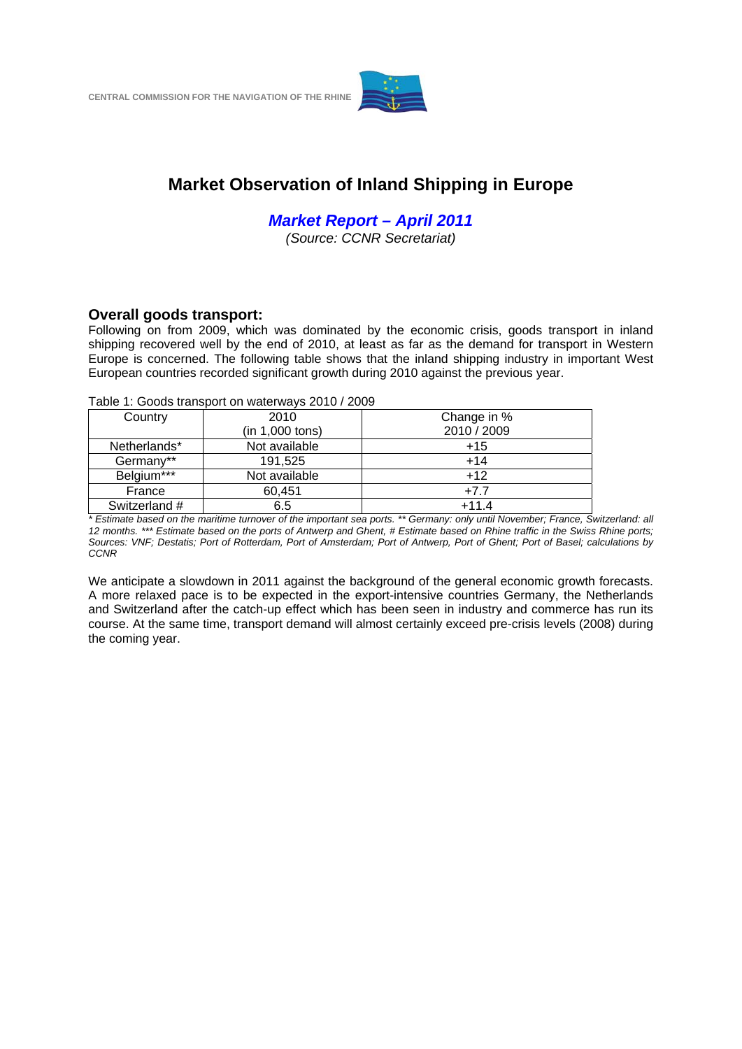CENTRAL COMMISSION FOR THE NAVIGATION OF THE RHINE

# Market Observation of Inland Shipping in Europe

## *Market Report – April 2011*

*(Source: CCNR Secretariat)*

## Overall goods transport:

Following on from 2009, which was dominated by the economic crisis, goods transport in inland shipping recovered well by the end of 2010, at least as far as the demand for transport in Western Europe is concerned. The following table shows that the inland shipping industry in important West European countries recorded significant growth during 2010 against the previous year.

Table 1: Goods transport on waterways 2010 / 2009

| Country | 2010 (in 1,000 tons) | Change in % 2010 / 2009 |
|---|---|---|
| Netherlands* | Not available | +15 |
| Germany** | 191,525 | +14 |
| Belgium*** | Not available | +12 |
| France | 60,451 | +7.7 |
| Switzerland # | 6.5 | +11.4 |

*\* Estimate based on the maritime turnover of the important sea ports. \*\* Germany: only until November; France, Switzerland: all 12 months. \*\*\* Estimate based on the ports of Antwerp and Ghent, # Estimate based on Rhine traffic in the Swiss Rhine ports; Sources: VNF; Destatis; Port of Rotterdam, Port of Amsterdam; Port of Antwerp, Port of Ghent; Port of Basel; calculations by CCNR*

We anticipate a slowdown in 2011 against the background of the general economic growth forecasts. A more relaxed pace is to be expected in the export-intensive countries Germany, the Netherlands and Switzerland after the catch-up effect which has been seen in industry and commerce has run its course. At the same time, transport demand will almost certainly exceed pre-crisis levels (2008) during the coming year.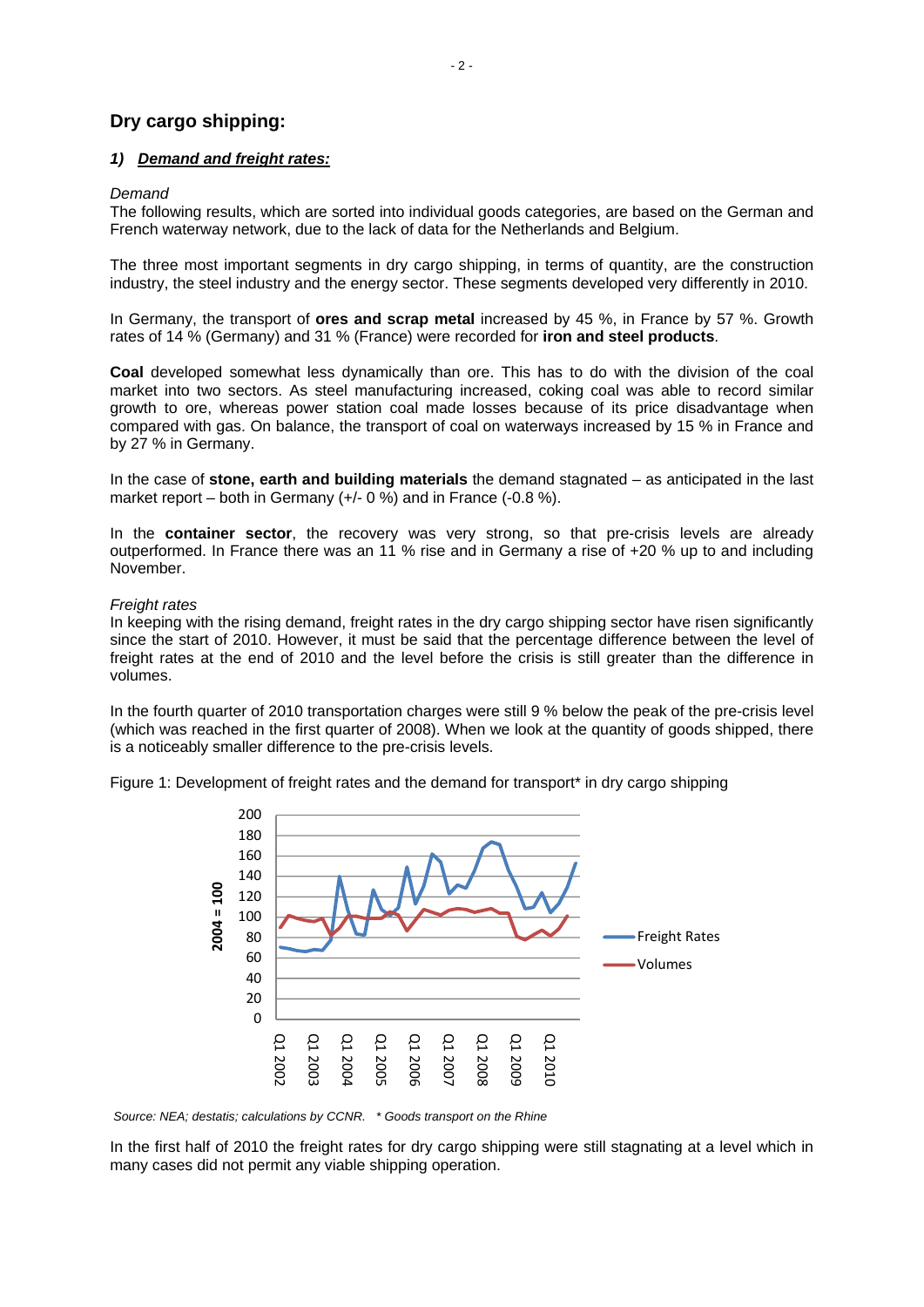## Dry cargo shipping:

### 1) *Demand and freight rates:*

*Demand*

The following results, which are sorted into individual goods categories, are based on the German and French waterway network, due to the lack of data for the Netherlands and Belgium.

The three most important segments in dry cargo shipping, in terms of quantity, are the construction industry, the steel industry and the energy sector. These segments developed very differently in 2010.

In Germany, the transport of **ores and scrap metal** increased by 45 %, in France by 57 %. Growth rates of 14 % (Germany) and 31 % (France) were recorded for **iron and steel products**.

**Coal** developed somewhat less dynamically than ore. This has to do with the division of the coal market into two sectors. As steel manufacturing increased, coking coal was able to record similar growth to ore, whereas power station coal made losses because of its price disadvantage when compared with gas. On balance, the transport of coal on waterways increased by 15 % in France and by 27 % in Germany.

In the case of **stone, earth and building materials** the demand stagnated – as anticipated in the last market report – both in Germany (+/- 0 %) and in France (-0.8 %).

In the **container sector**, the recovery was very strong, so that pre-crisis levels are already outperformed. In France there was an 11 % rise and in Germany a rise of +20 % up to and including November.

*Freight rates*

In keeping with the rising demand, freight rates in the dry cargo shipping sector have risen significantly since the start of 2010. However, it must be said that the percentage difference between the level of freight rates at the end of 2010 and the level before the crisis is still greater than the difference in volumes.

In the fourth quarter of 2010 transportation charges were still 9 % below the peak of the pre-crisis level (which was reached in the first quarter of 2008). When we look at the quantity of goods shipped, there is a noticeably smaller difference to the pre-crisis levels.

Figure 1: Development of freight rates and the demand for transport* in dry cargo shipping

*Source: NEA; destatis; calculations by CCNR. * Goods transport on the Rhine*

In the first half of 2010 the freight rates for dry cargo shipping were still stagnating at a level which in many cases did not permit any viable shipping operation.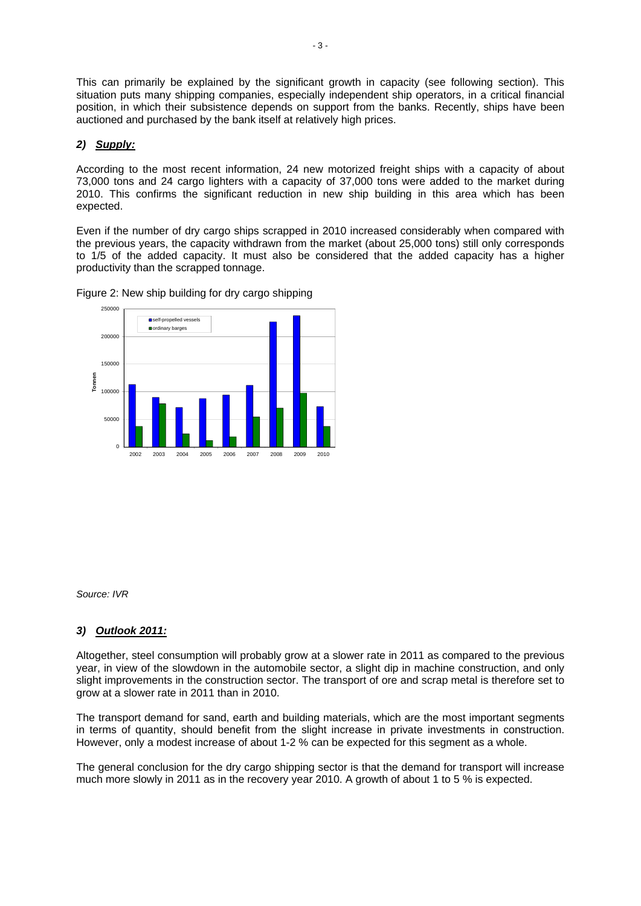This can primarily be explained by the significant growth in capacity (see following section). This situation puts many shipping companies, especially independent ship operators, in a critical financial position, in which their subsistence depends on support from the banks. Recently, ships have been auctioned and purchased by the bank itself at relatively high prices.

### *2) Supply:*

According to the most recent information, 24 new motorized freight ships with a capacity of about 73,000 tons and 24 cargo lighters with a capacity of 37,000 tons were added to the market during 2010. This confirms the significant reduction in new ship building in this area which has been expected.

Even if the number of dry cargo ships scrapped in 2010 increased considerably when compared with the previous years, the capacity withdrawn from the market (about 25,000 tons) still only corresponds to 1/5 of the added capacity. It must also be considered that the added capacity has a higher productivity than the scrapped tonnage.

Figure 2: New ship building for dry cargo shipping

*Source: IVR*

### *3) Outlook 2011:*

Altogether, steel consumption will probably grow at a slower rate in 2011 as compared to the previous year, in view of the slowdown in the automobile sector, a slight dip in machine construction, and only slight improvements in the construction sector. The transport of ore and scrap metal is therefore set to grow at a slower rate in 2011 than in 2010.

The transport demand for sand, earth and building materials, which are the most important segments in terms of quantity, should benefit from the slight increase in private investments in construction. However, only a modest increase of about 1-2 % can be expected for this segment as a whole.

The general conclusion for the dry cargo shipping sector is that the demand for transport will increase much more slowly in 2011 as in the recovery year 2010. A growth of about 1 to 5 % is expected.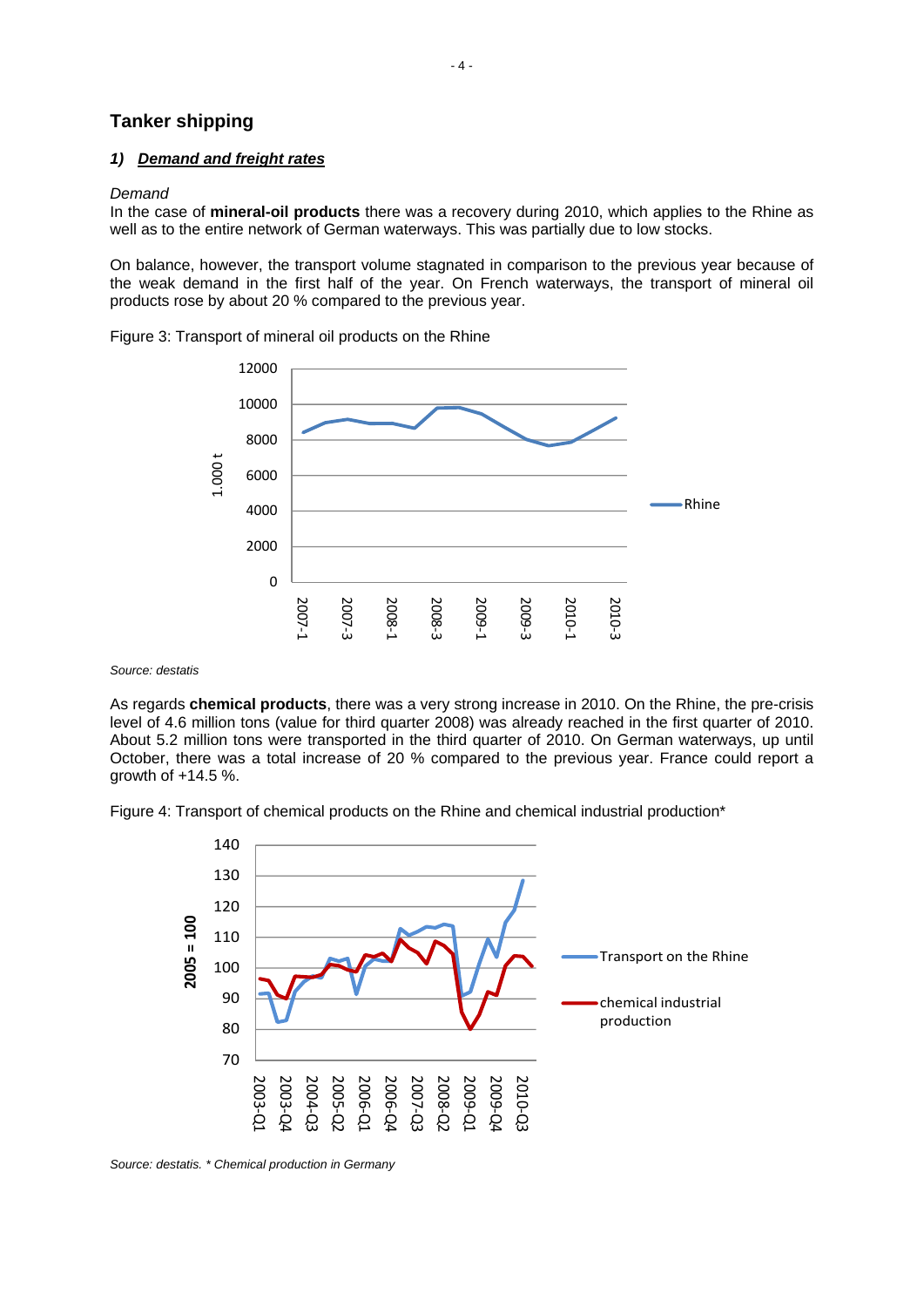## Tanker shipping

### *1) Demand and freight rates*

*Demand*

In the case of **mineral-oil products** there was a recovery during 2010, which applies to the Rhine as well as to the entire network of German waterways. This was partially due to low stocks.

On balance, however, the transport volume stagnated in comparison to the previous year because of the weak demand in the first half of the year. On French waterways, the transport of mineral oil products rose by about 20 % compared to the previous year.

Figure 3: Transport of mineral oil products on the Rhine

*Source: destatis*

As regards **chemical products**, there was a very strong increase in 2010. On the Rhine, the pre-crisis level of 4.6 million tons (value for third quarter 2008) was already reached in the first quarter of 2010. About 5.2 million tons were transported in the third quarter of 2010. On German waterways, up until October, there was a total increase of 20 % compared to the previous year. France could report a growth of +14.5 %.

Figure 4: Transport of chemical products on the Rhine and chemical industrial production*

*Source: destatis. * Chemical production in Germany*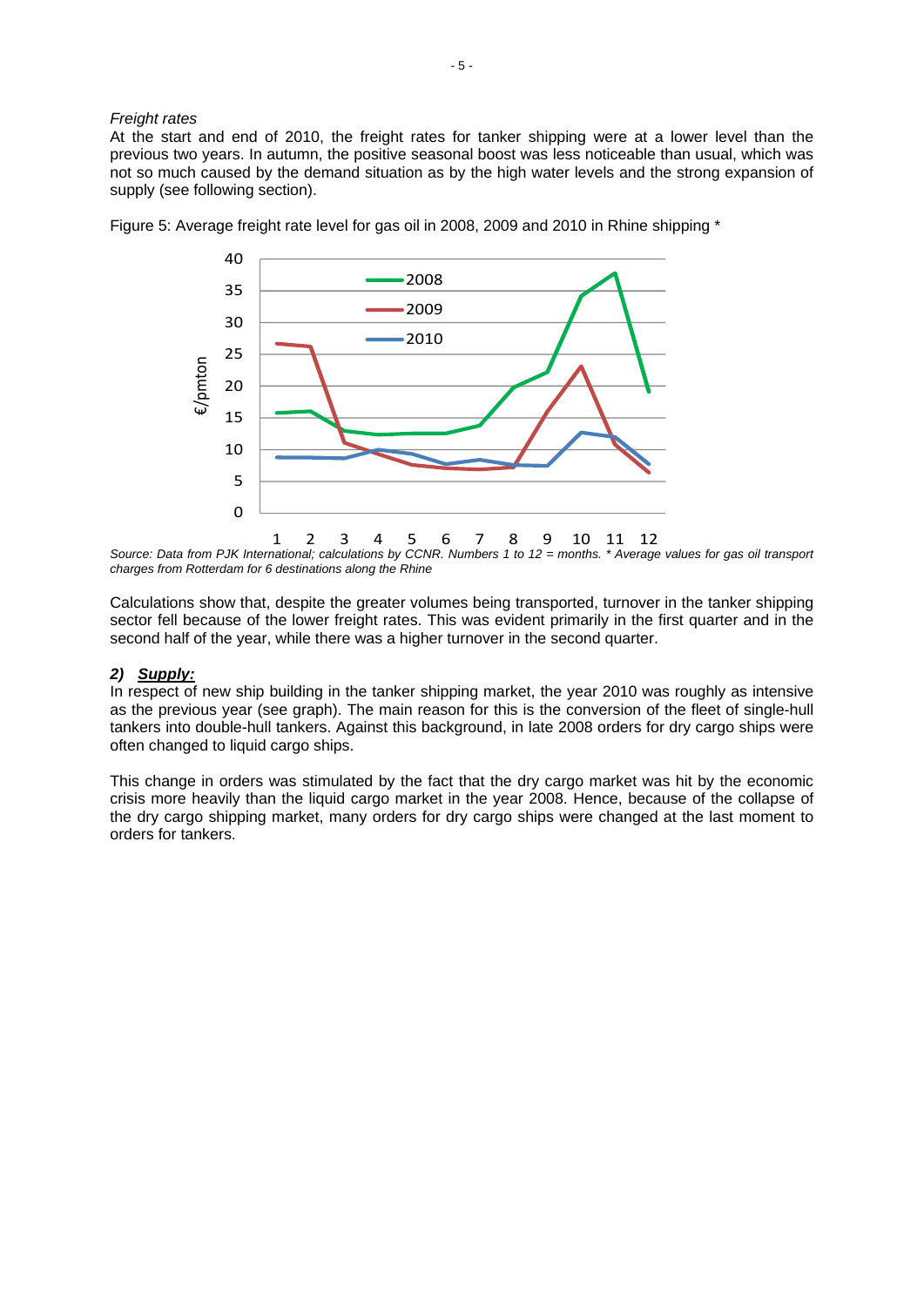*Freight rates*

At the start and end of 2010, the freight rates for tanker shipping were at a lower level than the previous two years. In autumn, the positive seasonal boost was less noticeable than usual, which was not so much caused by the demand situation as by the high water levels and the strong expansion of supply (see following section).

Figure 5: Average freight rate level for gas oil in 2008, 2009 and 2010 in Rhine shipping *

*Source: Data from PJK International; calculations by CCNR. Numbers 1 to 12 = months. * Average values for gas oil transport charges from Rotterdam for 6 destinations along the Rhine*

Calculations show that, despite the greater volumes being transported, turnover in the tanker shipping sector fell because of the lower freight rates. This was evident primarily in the first quarter and in the second half of the year, while there was a higher turnover in the second quarter.

### ***2) Supply:***

In respect of new ship building in the tanker shipping market, the year 2010 was roughly as intensive as the previous year (see graph). The main reason for this is the conversion of the fleet of single-hull tankers into double-hull tankers. Against this background, in late 2008 orders for dry cargo ships were often changed to liquid cargo ships.

This change in orders was stimulated by the fact that the dry cargo market was hit by the economic crisis more heavily than the liquid cargo market in the year 2008. Hence, because of the collapse of the dry cargo shipping market, many orders for dry cargo ships were changed at the last moment to orders for tankers.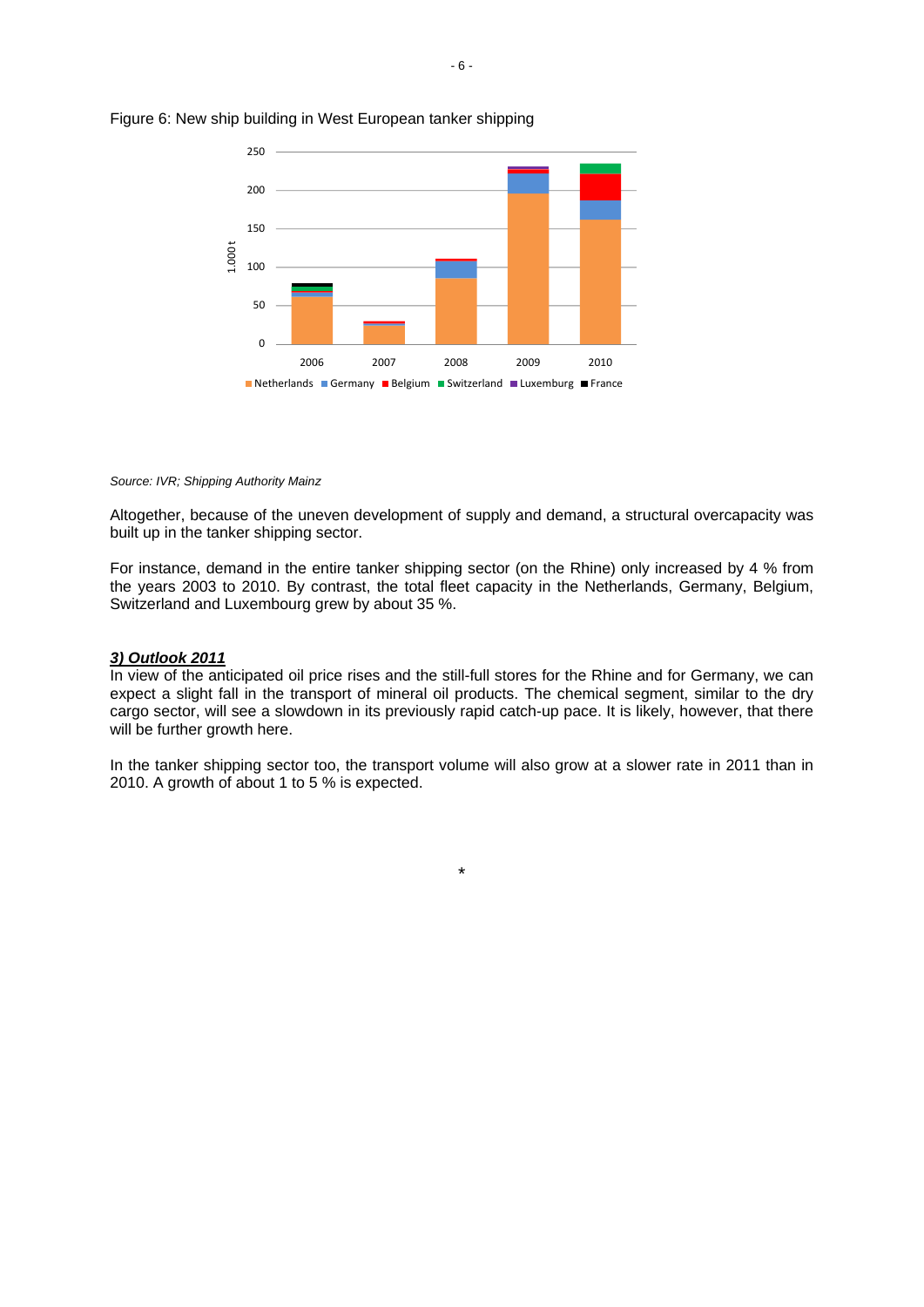Figure 6: New ship building in West European tanker shipping

*Source: IVR; Shipping Authority Mainz*

Altogether, because of the uneven development of supply and demand, a structural overcapacity was built up in the tanker shipping sector.

For instance, demand in the entire tanker shipping sector (on the Rhine) only increased by 4 % from the years 2003 to 2010. By contrast, the total fleet capacity in the Netherlands, Germany, Belgium, Switzerland and Luxembourg grew by about 35 %.

### ***3) Outlook 2011***

In view of the anticipated oil price rises and the still-full stores for the Rhine and for Germany, we can expect a slight fall in the transport of mineral oil products. The chemical segment, similar to the dry cargo sector, will see a slowdown in its previously rapid catch-up pace. It is likely, however, that there will be further growth here.

In the tanker shipping sector too, the transport volume will also grow at a slower rate in 2011 than in 2010. A growth of about 1 to 5 % is expected.

*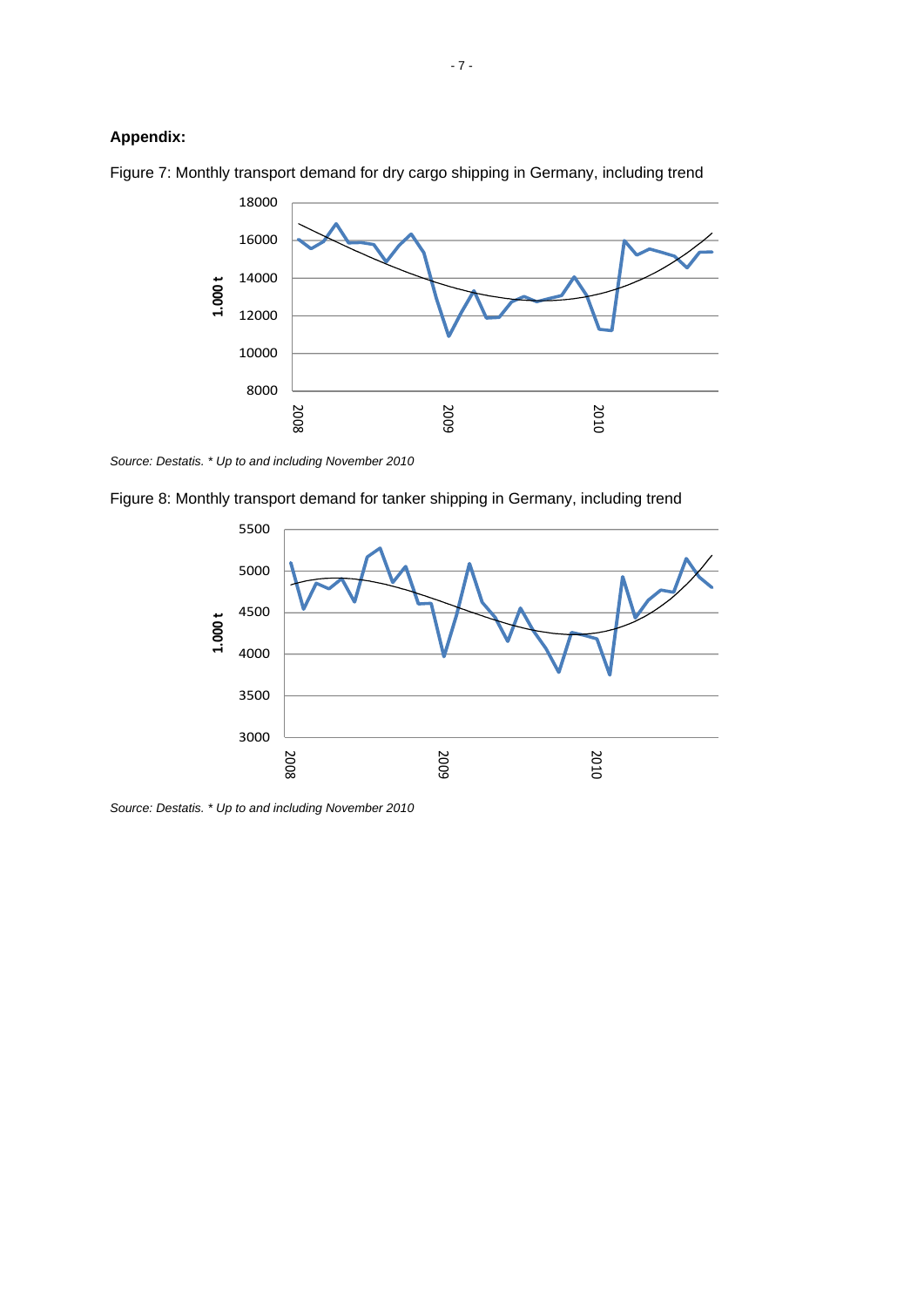**Appendix:**

Figure 7: Monthly transport demand for dry cargo shipping in Germany, including trend

*Source: Destatis. * Up to and including November 2010*

Figure 8: Monthly transport demand for tanker shipping in Germany, including trend

*Source: Destatis. * Up to and including November 2010*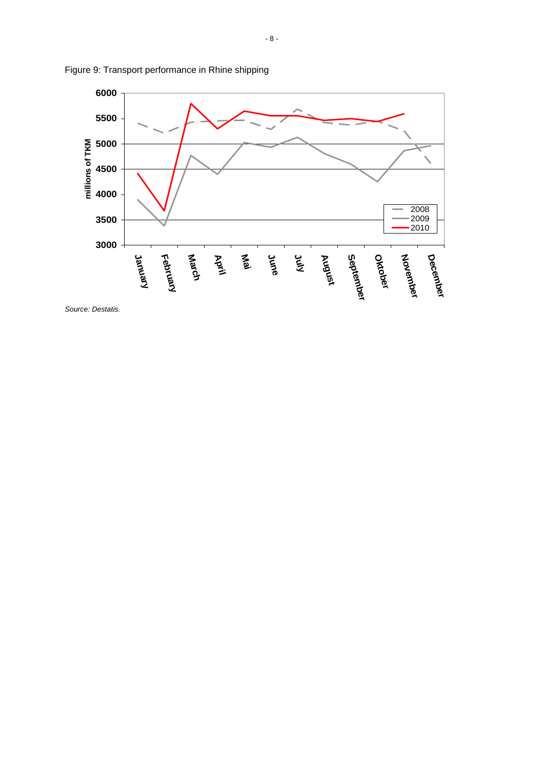Figure 9: Transport performance in Rhine shipping

*Source: Destatis.*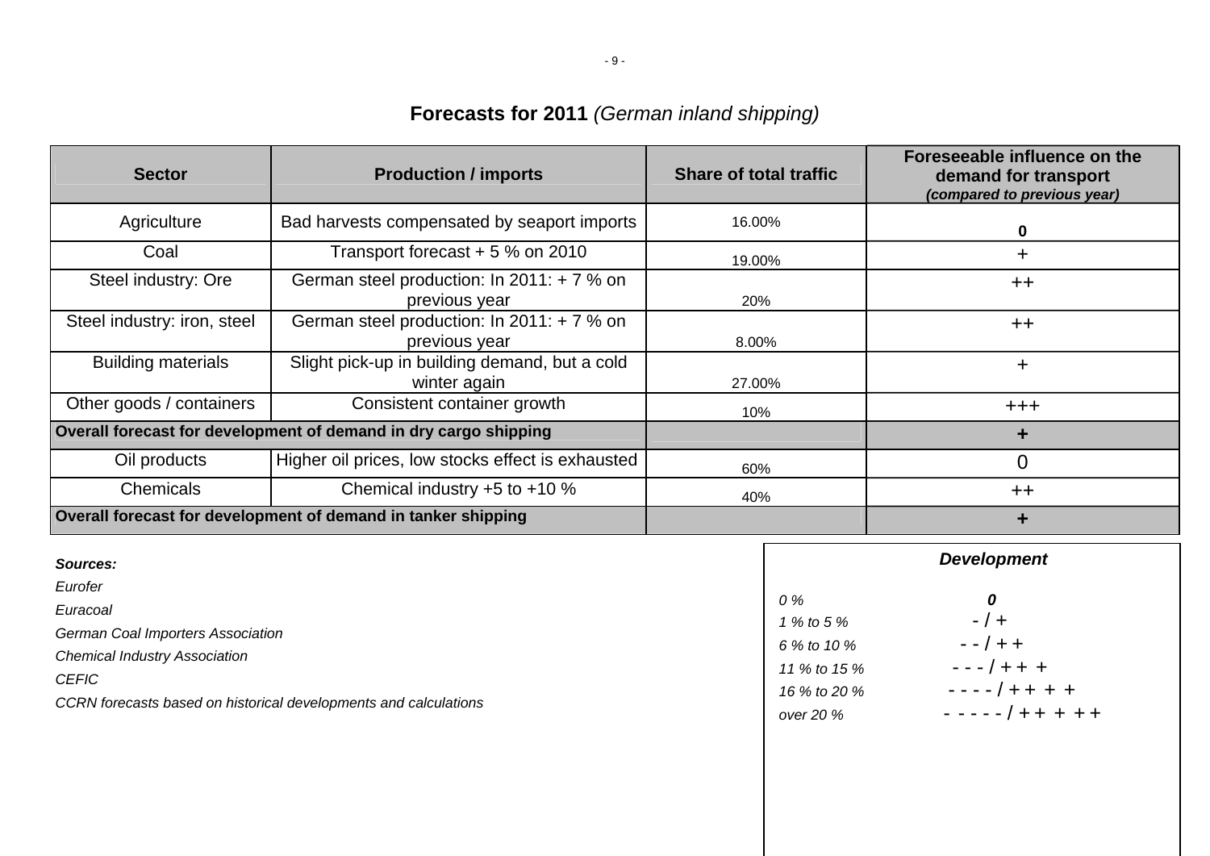## **Forecasts for 2011** *(German inland shipping)*

| Sector | Production / imports | Share of total traffic | Foreseeable influence on the demand for transport *(compared to previous year)* |
|---|---|---|---|
| Agriculture | Bad harvests compensated by seaport imports | 16.00% | 0 |
| Coal | Transport forecast + 5 % on 2010 | 19.00% | + |
| Steel industry: Ore | German steel production: In 2011: + 7 % on previous year | 20% | ++ |
| Steel industry: iron, steel | German steel production: In 2011: + 7 % on previous year | 8.00% | ++ |
| Building materials | Slight pick-up in building demand, but a cold winter again | 27.00% | + |
| Other goods / containers | Consistent container growth | 10% | +++ |
| **Overall forecast for development of demand in dry cargo shipping** | | | **+** |
| Oil products | Higher oil prices, low stocks effect is exhausted | 60% | 0 |
| Chemicals | Chemical industry +5 to +10 % | 40% | ++ |
| **Overall forecast for development of demand in tanker shipping** | | | **+** |

***Sources:***

*Eurofer*

*Euracoal*

*German Coal Importers Association*

*Chemical Industry Association*

*CEFIC*

*CCRN forecasts based on historical developments and calculations*

| ***Development*** | |
|---|---|
| *0 %* | ***0*** |
| *1 % to 5 %* | - / + |
| *6 % to 10 %* | - - / + + |
| *11 % to 15 %* | - - - / + + + |
| *16 % to 20 %* | - - - - / + + + + |
| *over 20 %* | - - - - - / + + + + + |